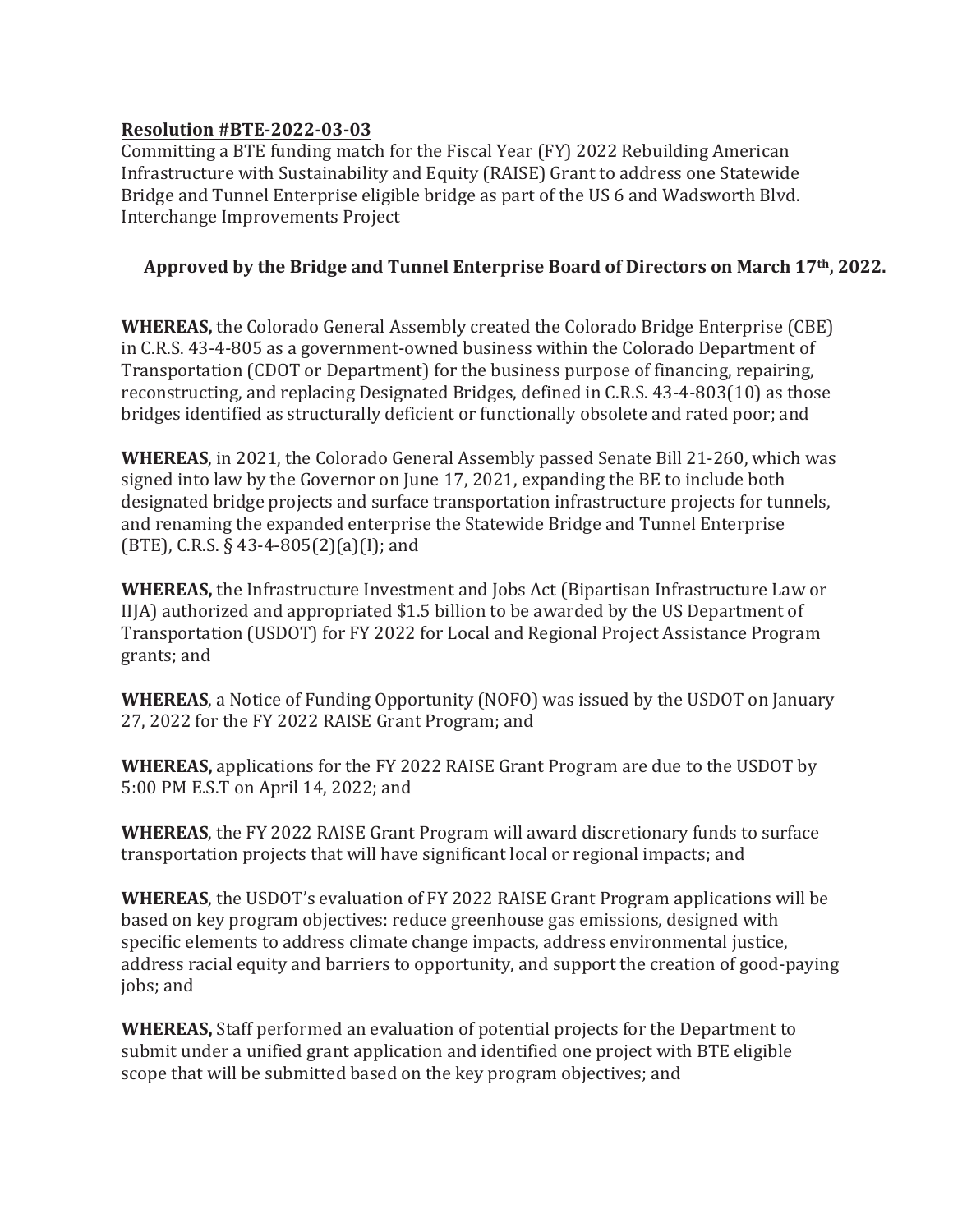**Resolution #BTE-2022-03-03**

Committing a BTE funding match for the Fiscal Year (FY) 2022 Rebuilding American Infrastructure with Sustainability and Equity (RAISE) Grant to address one Statewide Bridge and Tunnel Enterprise eligible bridge as part of the US 6 and Wadsworth Blvd. Interchange Improvements Project

**Approved by the Bridge and Tunnel Enterprise Board of Directors on March 17th, 2022.**

**WHEREAS,** the Colorado General Assembly created the Colorado Bridge Enterprise (CBE) in C.R.S. 43-4-805 as a government-owned business within the Colorado Department of Transportation (CDOT or Department) for the business purpose of financing, repairing, reconstructing, and replacing Designated Bridges, defined in C.R.S. 43-4-803(10) as those bridges identified as structurally deficient or functionally obsolete and rated poor; and

**WHEREAS**, in 2021, the Colorado General Assembly passed Senate Bill 21-260, which was signed into law by the Governor on June 17, 2021, expanding the BE to include both designated bridge projects and surface transportation infrastructure projects for tunnels, and renaming the expanded enterprise the Statewide Bridge and Tunnel Enterprise (BTE), C.R.S. § 43-4-805(2)(a)(I); and

**WHEREAS,** the Infrastructure Investment and Jobs Act (Bipartisan Infrastructure Law or IIJA) authorized and appropriated $1.5 billion to be awarded by the US Department of Transportation (USDOT) for FY 2022 for Local and Regional Project Assistance Program grants; and

**WHEREAS**, a Notice of Funding Opportunity (NOFO) was issued by the USDOT on January 27, 2022 for the FY 2022 RAISE Grant Program; and

**WHEREAS,** applications for the FY 2022 RAISE Grant Program are due to the USDOT by 5:00 PM E.S.T on April 14, 2022; and

**WHEREAS**, the FY 2022 RAISE Grant Program will award discretionary funds to surface transportation projects that will have significant local or regional impacts; and

**WHEREAS**, the USDOT's evaluation of FY 2022 RAISE Grant Program applications will be based on key program objectives: reduce greenhouse gas emissions, designed with specific elements to address climate change impacts, address environmental justice, address racial equity and barriers to opportunity, and support the creation of good-paying jobs; and

**WHEREAS,** Staff performed an evaluation of potential projects for the Department to submit under a unified grant application and identified one project with BTE eligible scope that will be submitted based on the key program objectives; and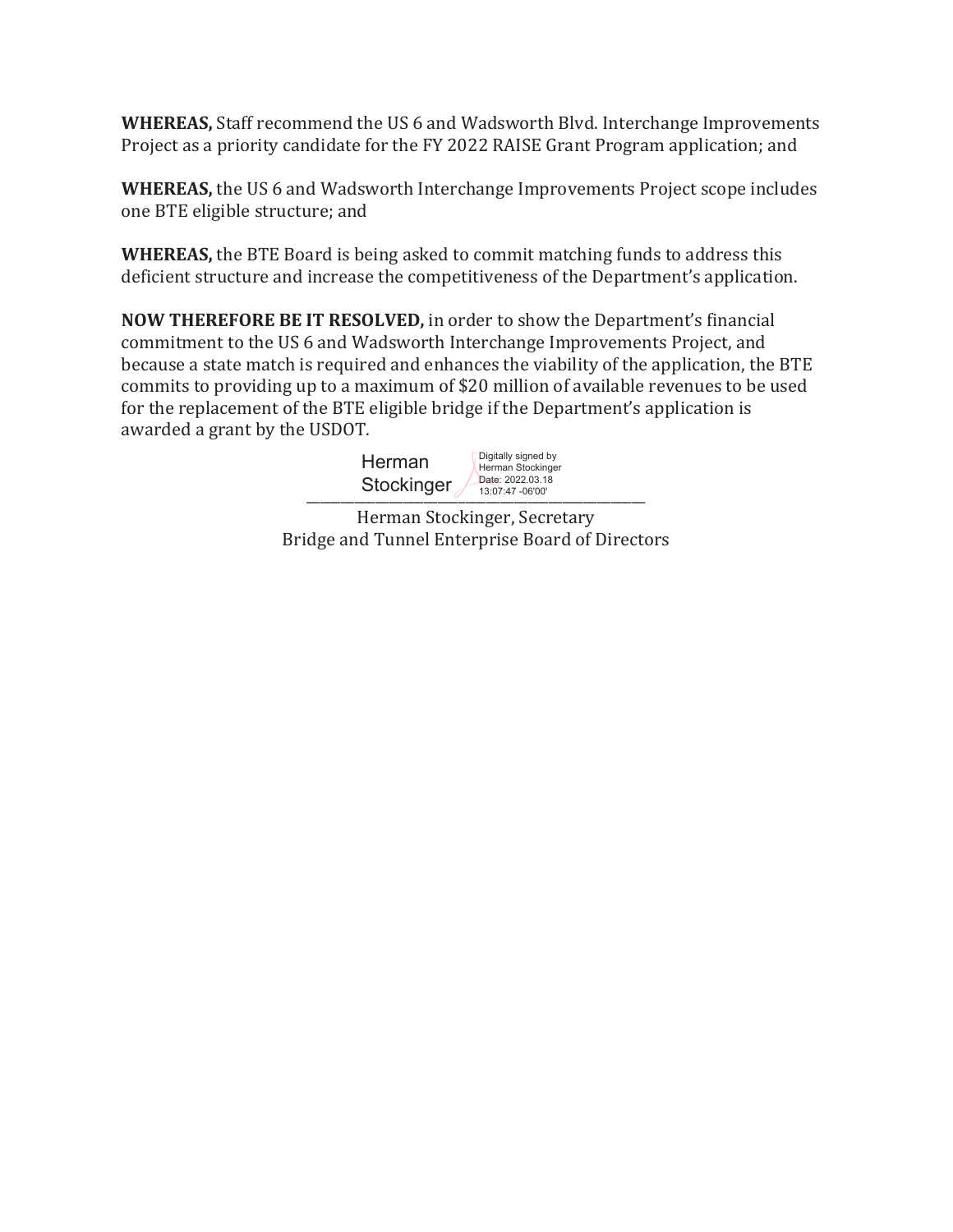**WHEREAS,** Staff recommend the US 6 and Wadsworth Blvd. Interchange Improvements Project as a priority candidate for the FY 2022 RAISE Grant Program application; and

**WHEREAS,** the US 6 and Wadsworth Interchange Improvements Project scope includes one BTE eligible structure; and

**WHEREAS,** the BTE Board is being asked to commit matching funds to address this deficient structure and increase the competitiveness of the Department's application.

**NOW THEREFORE BE IT RESOLVED,** in order to show the Department's financial commitment to the US 6 and Wadsworth Interchange Improvements Project, and because a state match is required and enhances the viability of the application, the BTE commits to providing up to a maximum of $20 million of available revenues to be used for the replacement of the BTE eligible bridge if the Department's application is awarded a grant by the USDOT.

Herman Stockinger — Digitally signed by Herman Stockinger Date: 2022.03.18 13:07:47 -06'00'

\_\_\_\_\_\_\_\_\_\_\_\_\_\_\_\_\_\_\_\_\_\_\_\_\_\_\_\_\_\_\_\_\_\_\_\_\_\_\_\_

Herman Stockinger, Secretary
Bridge and Tunnel Enterprise Board of Directors